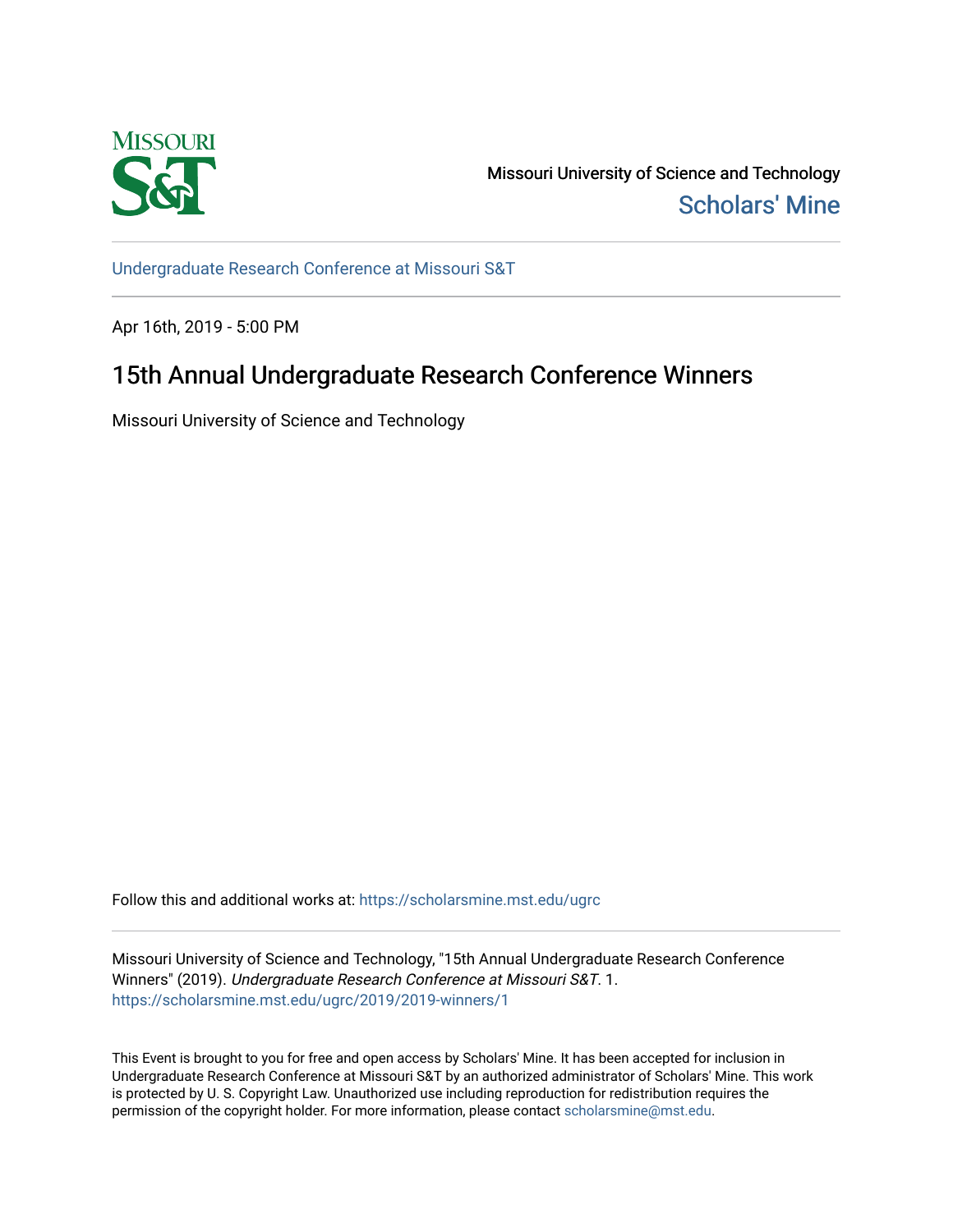Missouri University of Science and Technology

Scholars' Mine

Undergraduate Research Conference at Missouri S&T

Apr 16th, 2019 - 5:00 PM

# 15th Annual Undergraduate Research Conference Winners

Missouri University of Science and Technology

Follow this and additional works at: https://scholarsmine.mst.edu/ugrc

Missouri University of Science and Technology, "15th Annual Undergraduate Research Conference Winners" (2019). *Undergraduate Research Conference at Missouri S&T*. 1.
https://scholarsmine.mst.edu/ugrc/2019/2019-winners/1

This Event is brought to you for free and open access by Scholars' Mine. It has been accepted for inclusion in Undergraduate Research Conference at Missouri S&T by an authorized administrator of Scholars' Mine. This work is protected by U. S. Copyright Law. Unauthorized use including reproduction for redistribution requires the permission of the copyright holder. For more information, please contact scholarsmine@mst.edu.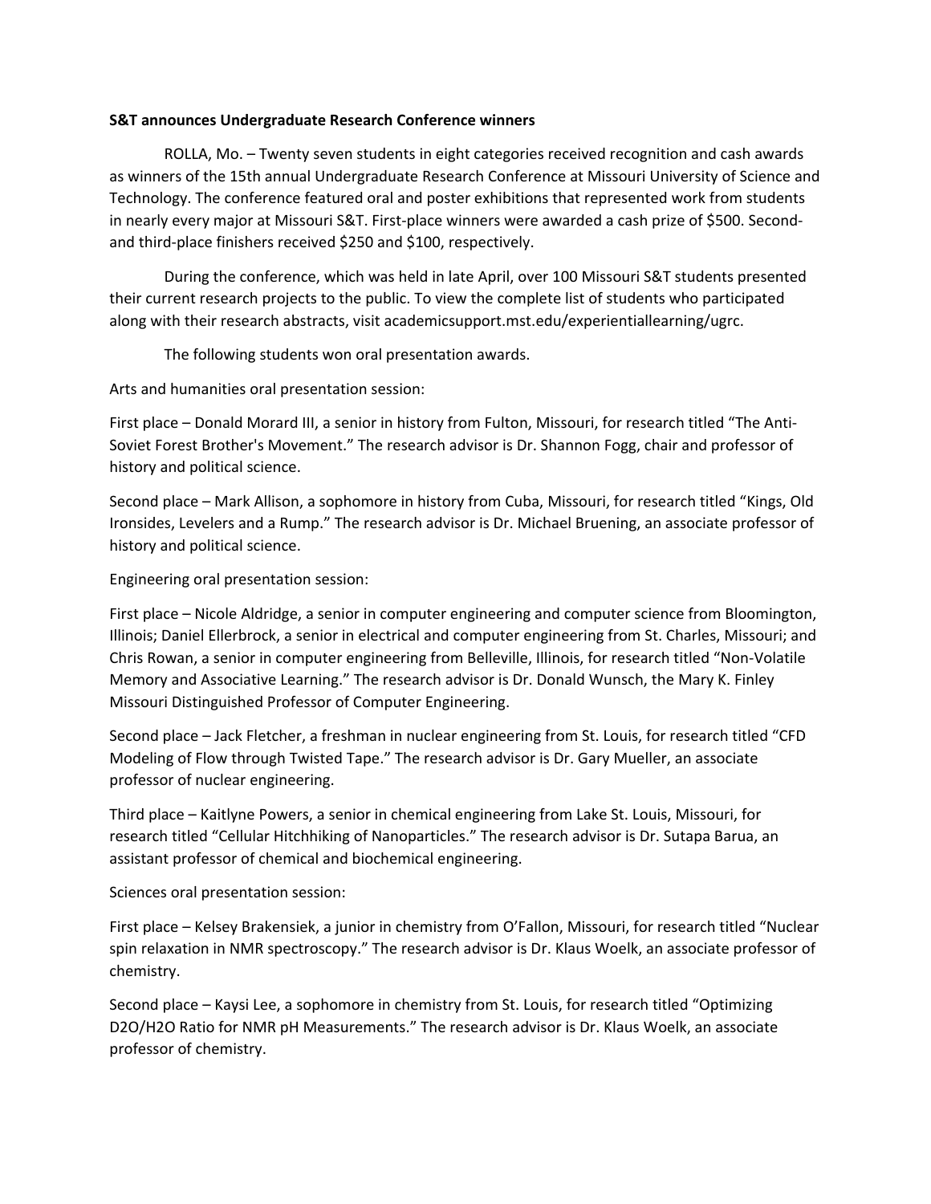**S&T announces Undergraduate Research Conference winners**

ROLLA, Mo. – Twenty seven students in eight categories received recognition and cash awards as winners of the 15th annual Undergraduate Research Conference at Missouri University of Science and Technology. The conference featured oral and poster exhibitions that represented work from students in nearly every major at Missouri S&T. First-place winners were awarded a cash prize of $500. Second- and third-place finishers received $250 and $100, respectively.

During the conference, which was held in late April, over 100 Missouri S&T students presented their current research projects to the public. To view the complete list of students who participated along with their research abstracts, visit academicsupport.mst.edu/experientiallearning/ugrc.

The following students won oral presentation awards.

Arts and humanities oral presentation session:

First place – Donald Morard III, a senior in history from Fulton, Missouri, for research titled "The Anti-Soviet Forest Brother's Movement." The research advisor is Dr. Shannon Fogg, chair and professor of history and political science.

Second place – Mark Allison, a sophomore in history from Cuba, Missouri, for research titled "Kings, Old Ironsides, Levelers and a Rump." The research advisor is Dr. Michael Bruening, an associate professor of history and political science.

Engineering oral presentation session:

First place – Nicole Aldridge, a senior in computer engineering and computer science from Bloomington, Illinois; Daniel Ellerbrock, a senior in electrical and computer engineering from St. Charles, Missouri; and Chris Rowan, a senior in computer engineering from Belleville, Illinois, for research titled "Non-Volatile Memory and Associative Learning." The research advisor is Dr. Donald Wunsch, the Mary K. Finley Missouri Distinguished Professor of Computer Engineering.

Second place – Jack Fletcher, a freshman in nuclear engineering from St. Louis, for research titled "CFD Modeling of Flow through Twisted Tape." The research advisor is Dr. Gary Mueller, an associate professor of nuclear engineering.

Third place – Kaitlyne Powers, a senior in chemical engineering from Lake St. Louis, Missouri, for research titled "Cellular Hitchhiking of Nanoparticles." The research advisor is Dr. Sutapa Barua, an assistant professor of chemical and biochemical engineering.

Sciences oral presentation session:

First place – Kelsey Brakensiek, a junior in chemistry from O'Fallon, Missouri, for research titled "Nuclear spin relaxation in NMR spectroscopy." The research advisor is Dr. Klaus Woelk, an associate professor of chemistry.

Second place – Kaysi Lee, a sophomore in chemistry from St. Louis, for research titled "Optimizing $D_2O/H_2O$ Ratio for NMR pH Measurements." The research advisor is Dr. Klaus Woelk, an associate professor of chemistry.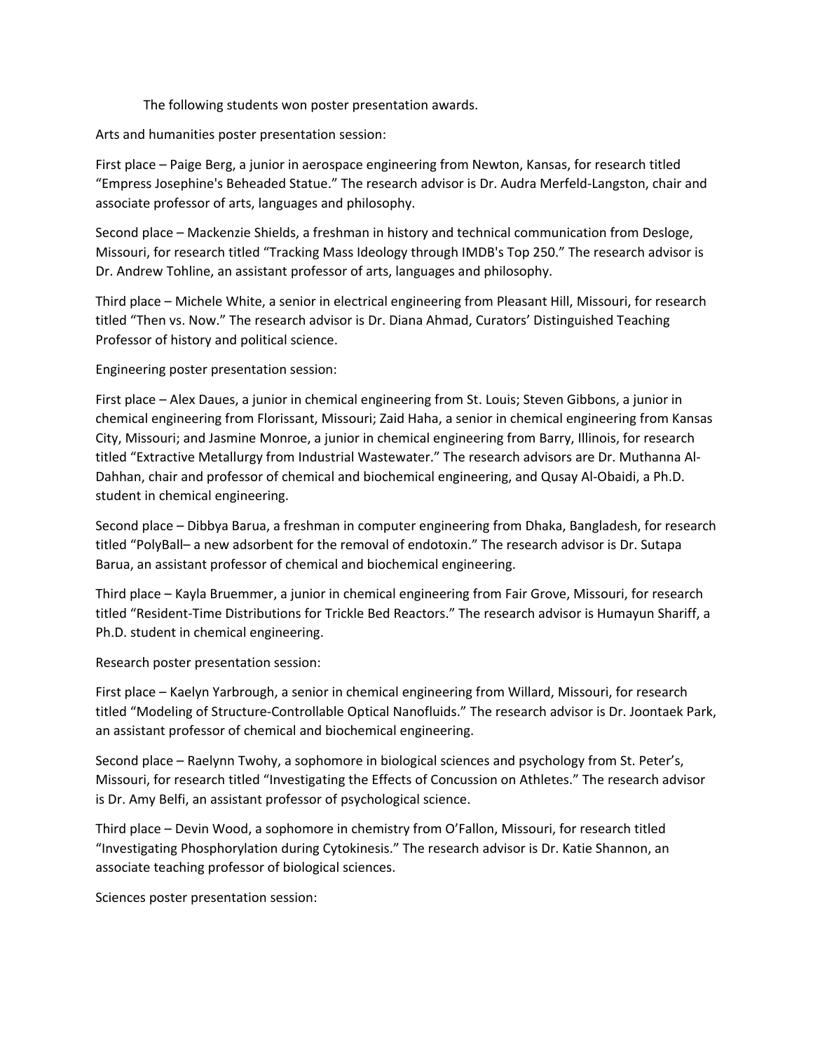The following students won poster presentation awards.

Arts and humanities poster presentation session:

First place – Paige Berg, a junior in aerospace engineering from Newton, Kansas, for research titled "Empress Josephine's Beheaded Statue." The research advisor is Dr. Audra Merfeld-Langston, chair and associate professor of arts, languages and philosophy.

Second place – Mackenzie Shields, a freshman in history and technical communication from Desloge, Missouri, for research titled "Tracking Mass Ideology through IMDB's Top 250." The research advisor is Dr. Andrew Tohline, an assistant professor of arts, languages and philosophy.

Third place – Michele White, a senior in electrical engineering from Pleasant Hill, Missouri, for research titled "Then vs. Now." The research advisor is Dr. Diana Ahmad, Curators' Distinguished Teaching Professor of history and political science.

Engineering poster presentation session:

First place – Alex Daues, a junior in chemical engineering from St. Louis; Steven Gibbons, a junior in chemical engineering from Florissant, Missouri; Zaid Haha, a senior in chemical engineering from Kansas City, Missouri; and Jasmine Monroe, a junior in chemical engineering from Barry, Illinois, for research titled "Extractive Metallurgy from Industrial Wastewater." The research advisors are Dr. Muthanna Al-Dahhan, chair and professor of chemical and biochemical engineering, and Qusay Al-Obaidi, a Ph.D. student in chemical engineering.

Second place – Dibbya Barua, a freshman in computer engineering from Dhaka, Bangladesh, for research titled "PolyBall– a new adsorbent for the removal of endotoxin." The research advisor is Dr. Sutapa Barua, an assistant professor of chemical and biochemical engineering.

Third place – Kayla Bruemmer, a junior in chemical engineering from Fair Grove, Missouri, for research titled "Resident-Time Distributions for Trickle Bed Reactors." The research advisor is Humayun Shariff, a Ph.D. student in chemical engineering.

Research poster presentation session:

First place – Kaelyn Yarbrough, a senior in chemical engineering from Willard, Missouri, for research titled "Modeling of Structure-Controllable Optical Nanofluids." The research advisor is Dr. Joontaek Park, an assistant professor of chemical and biochemical engineering.

Second place – Raelynn Twohy, a sophomore in biological sciences and psychology from St. Peter's, Missouri, for research titled "Investigating the Effects of Concussion on Athletes." The research advisor is Dr. Amy Belfi, an assistant professor of psychological science.

Third place – Devin Wood, a sophomore in chemistry from O'Fallon, Missouri, for research titled "Investigating Phosphorylation during Cytokinesis." The research advisor is Dr. Katie Shannon, an associate teaching professor of biological sciences.

Sciences poster presentation session: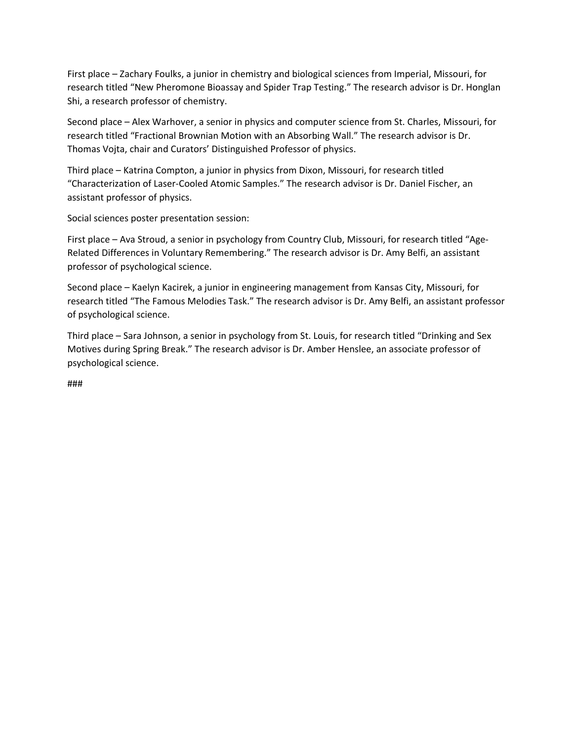First place – Zachary Foulks, a junior in chemistry and biological sciences from Imperial, Missouri, for research titled “New Pheromone Bioassay and Spider Trap Testing.” The research advisor is Dr. Honglan Shi, a research professor of chemistry.

Second place – Alex Warhover, a senior in physics and computer science from St. Charles, Missouri, for research titled “Fractional Brownian Motion with an Absorbing Wall.” The research advisor is Dr. Thomas Vojta, chair and Curators’ Distinguished Professor of physics.

Third place – Katrina Compton, a junior in physics from Dixon, Missouri, for research titled “Characterization of Laser-Cooled Atomic Samples.” The research advisor is Dr. Daniel Fischer, an assistant professor of physics.

Social sciences poster presentation session:

First place – Ava Stroud, a senior in psychology from Country Club, Missouri, for research titled “Age-Related Differences in Voluntary Remembering.” The research advisor is Dr. Amy Belfi, an assistant professor of psychological science.

Second place – Kaelyn Kacirek, a junior in engineering management from Kansas City, Missouri, for research titled “The Famous Melodies Task.” The research advisor is Dr. Amy Belfi, an assistant professor of psychological science.

Third place – Sara Johnson, a senior in psychology from St. Louis, for research titled “Drinking and Sex Motives during Spring Break.” The research advisor is Dr. Amber Henslee, an associate professor of psychological science.

###